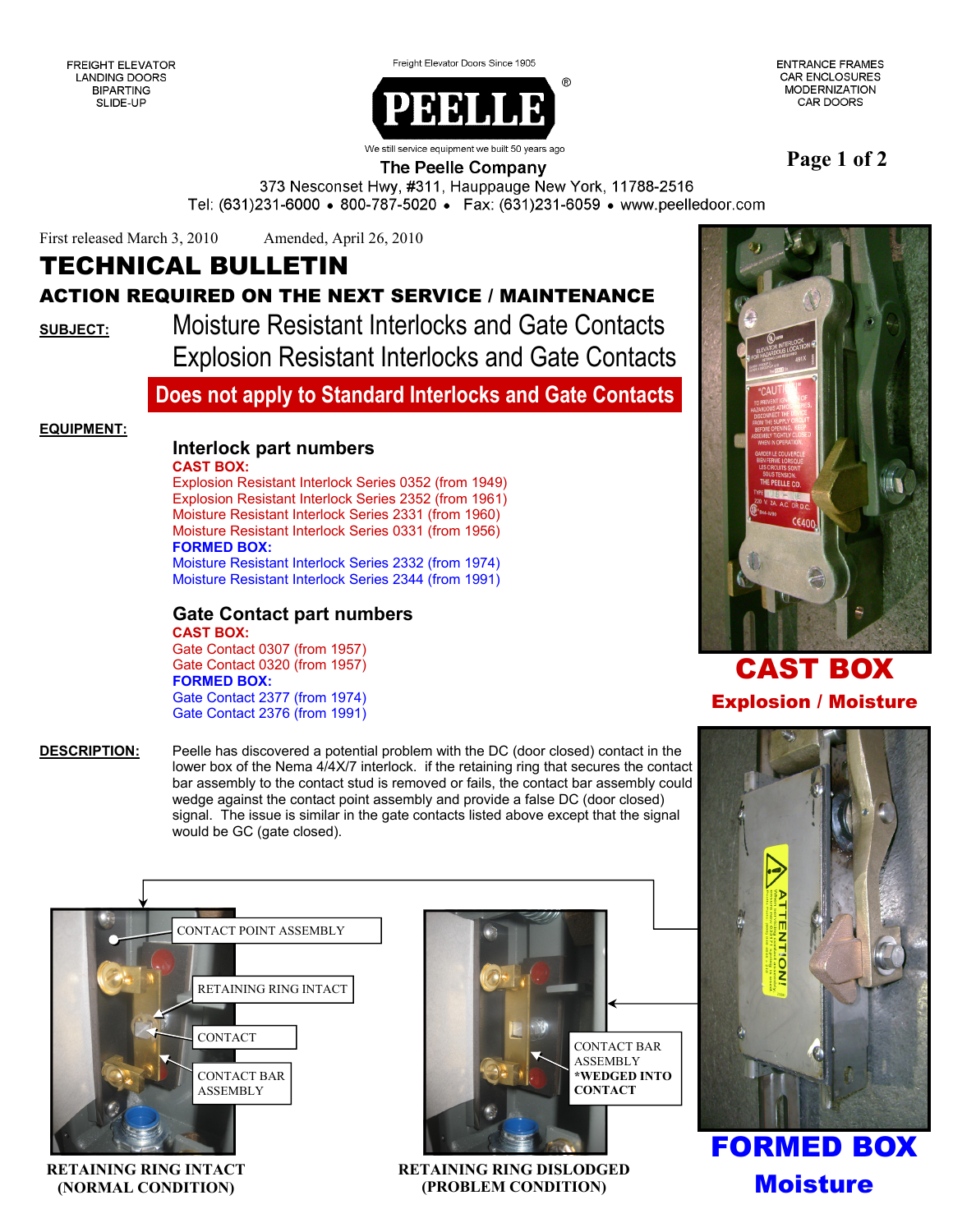FREIGHT ELEVATOR
LANDING DOORS
BIPARTING
SLIDE-UP

Freight Elevator Doors Since 1905

**PEELLE**®

We still service equipment we built 50 years ago

ENTRANCE FRAMES
CAR ENCLOSURES
MODERNIZATION
CAR DOORS

The Peelle Company
373 Nesconset Hwy, #311, Hauppauge New York, 11788-2516
Tel: (631)231-6000 • 800-787-5020 • Fax: (631)231-6059 • www.peelledoor.com

First released March 3, 2010 Amended, April 26, 2010

# TECHNICAL BULLETIN

## ACTION REQUIRED ON THE NEXT SERVICE / MAINTENANCE

**SUBJECT:** Moisture Resistant Interlocks and Gate Contacts
Explosion Resistant Interlocks and Gate Contacts

**Does not apply to Standard Interlocks and Gate Contacts**

**EQUIPMENT:**

### Interlock part numbers

**CAST BOX:**
Explosion Resistant Interlock Series 0352 (from 1949)
Explosion Resistant Interlock Series 2352 (from 1961)
Moisture Resistant Interlock Series 2331 (from 1960)
Moisture Resistant Interlock Series 0331 (from 1956)

**FORMED BOX:**
Moisture Resistant Interlock Series 2332 (from 1974)
Moisture Resistant Interlock Series 2344 (from 1991)

### Gate Contact part numbers

**CAST BOX:**
Gate Contact 0307 (from 1957)
Gate Contact 0320 (from 1957)

**FORMED BOX:**
Gate Contact 2377 (from 1974)
Gate Contact 2376 (from 1991)

**DESCRIPTION:** Peelle has discovered a potential problem with the DC (door closed) contact in the lower box of the Nema 4/4X/7 interlock. if the retaining ring that secures the contact bar assembly to the contact stud is removed or fails, the contact bar assembly could wedge against the contact point assembly and provide a false DC (door closed) signal. The issue is similar in the gate contacts listed above except that the signal would be GC (gate closed).

CONTACT POINT ASSEMBLY
RETAINING RING INTACT
CONTACT
CONTACT BAR ASSEMBLY

**RETAINING RING INTACT (NORMAL CONDITION)**

CONTACT BAR ASSEMBLY
**\*WEDGED INTO CONTACT**

**RETAINING RING DISLODGED (PROBLEM CONDITION)**

**CAST BOX**
**Explosion / Moisture**

**FORMED BOX**
**Moisture**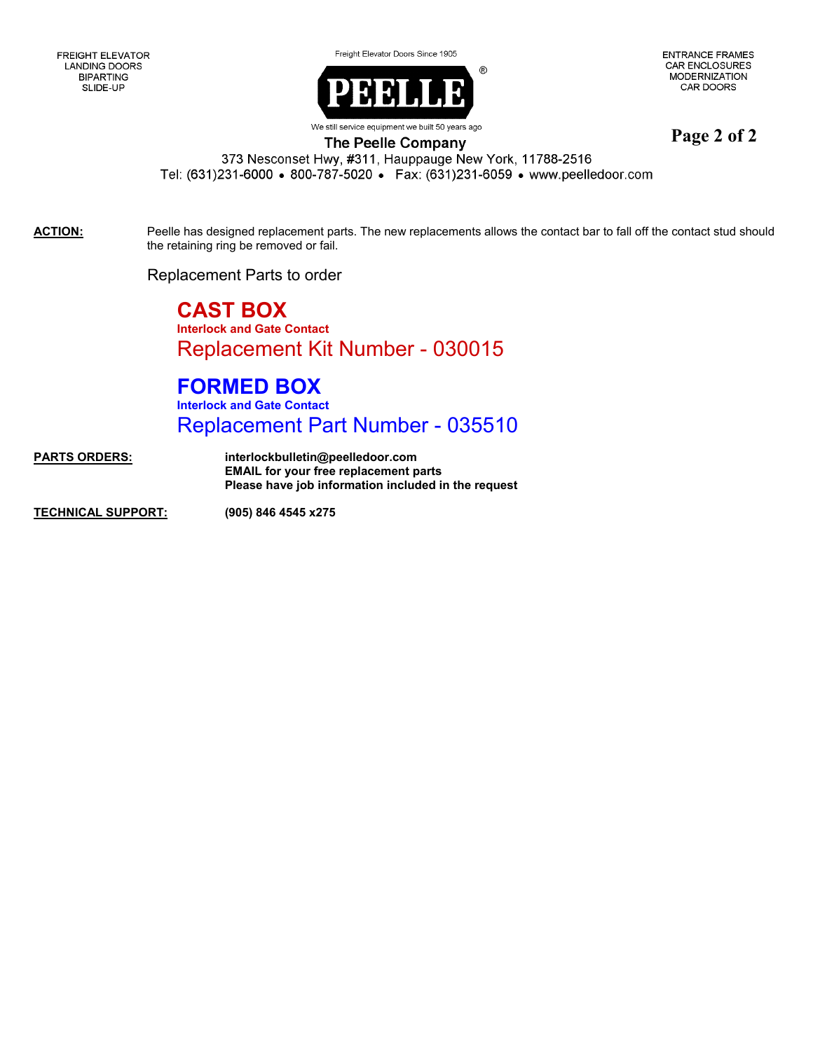**ACTION:** Peelle has designed replacement parts. The new replacements allows the contact bar to fall off the contact stud should the retaining ring be removed or fail.

Replacement Parts to order

## CAST BOX

**Interlock and Gate Contact**

Replacement Kit Number - 030015

## FORMED BOX

**Interlock and Gate Contact**

Replacement Part Number - 035510

**PARTS ORDERS:** **interlockbulletin@peelledoor.com**
**EMAIL for your free replacement parts**
**Please have job information included in the request**

**TECHNICAL SUPPORT:** **(905) 846 4545 x275**